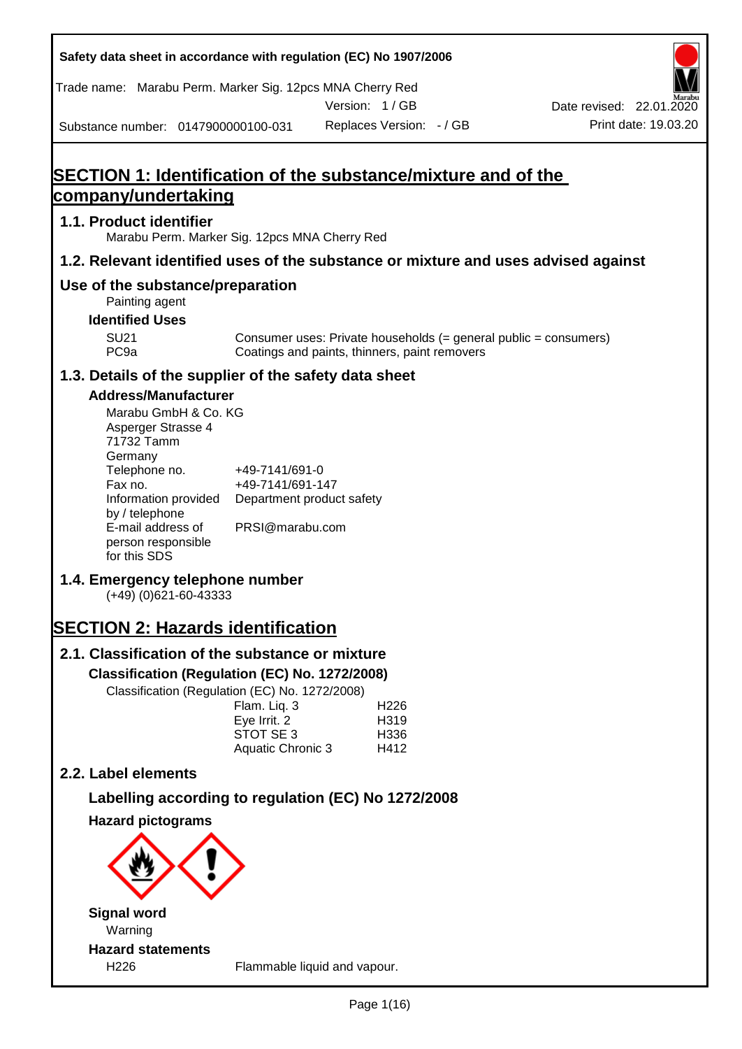Safety data sheet in accordance with regulation (EC) No 1907/2006

Trade name: Marabu Perm. Marker Sig. 12pcs MNA Cherry Red

Version: 1 / GB

Date revised: 22.01.2020

Substance number: 0147900000100-031

Replaces Version: - / GB

Print date: 19.03.20

# SECTION 1: Identification of the substance/mixture and of the company/undertaking

## 1.1. Product identifier

Marabu Perm. Marker Sig. 12pcs MNA Cherry Red

## 1.2. Relevant identified uses of the substance or mixture and uses advised against

## Use of the substance/preparation

Painting agent

### Identified Uses

| | |
|---|---|
| SU21 | Consumer uses: Private households (= general public = consumers) |
| PC9a | Coatings and paints, thinners, paint removers |

## 1.3. Details of the supplier of the safety data sheet

### Address/Manufacturer

Marabu GmbH & Co. KG
Asperger Strasse 4
71732 Tamm
Germany

| | |
|---|---|
| Telephone no. | +49-7141/691-0 |
| Fax no. | +49-7141/691-147 |
| Information provided by / telephone | Department product safety |
| E-mail address of person responsible for this SDS | PRSI@marabu.com |

## 1.4. Emergency telephone number

(+49) (0)621-60-43333

# SECTION 2: Hazards identification

## 2.1. Classification of the substance or mixture

### Classification (Regulation (EC) No. 1272/2008)

Classification (Regulation (EC) No. 1272/2008)

| | |
|---|---|
| Flam. Liq. 3 | H226 |
| Eye Irrit. 2 | H319 |
| STOT SE 3 | H336 |
| Aquatic Chronic 3 | H412 |

## 2.2. Label elements

### Labelling according to regulation (EC) No 1272/2008

### Hazard pictograms

### Signal word

Warning

### Hazard statements

| | |
|---|---|
| H226 | Flammable liquid and vapour. |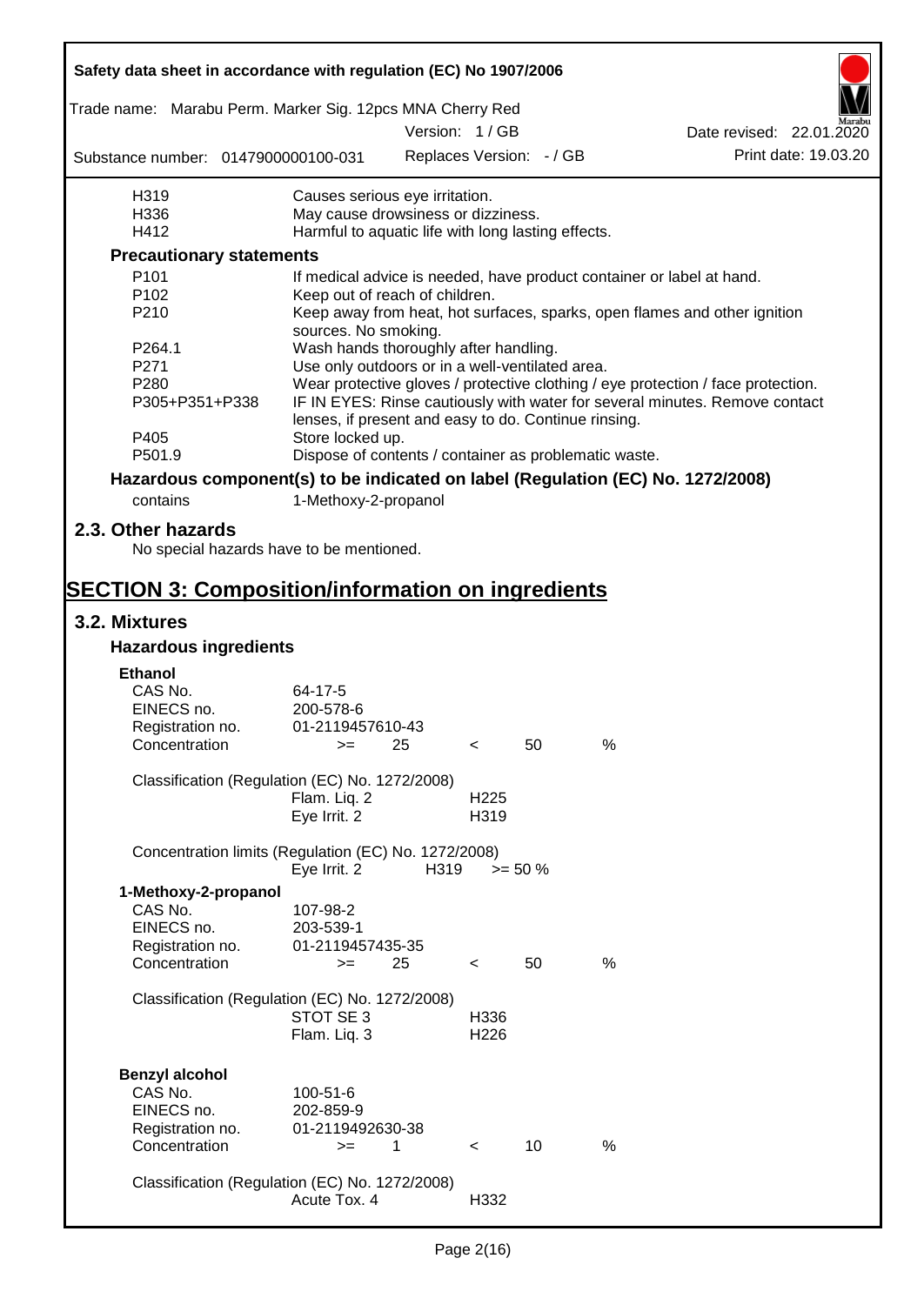| | |
|---|---|
| H319 | Causes serious eye irritation. |
| H336 | May cause drowsiness or dizziness. |
| H412 | Harmful to aquatic life with long lasting effects. |

### Precautionary statements

| | |
|---|---|
| P101 | If medical advice is needed, have product container or label at hand. |
| P102 | Keep out of reach of children. |
| P210 | Keep away from heat, hot surfaces, sparks, open flames and other ignition sources. No smoking. |
| P264.1 | Wash hands thoroughly after handling. |
| P271 | Use only outdoors or in a well-ventilated area. |
| P280 | Wear protective gloves / protective clothing / eye protection / face protection. |
| P305+P351+P338 | IF IN EYES: Rinse cautiously with water for several minutes. Remove contact lenses, if present and easy to do. Continue rinsing. |
| P405 | Store locked up. |
| P501.9 | Dispose of contents / container as problematic waste. |

### Hazardous component(s) to be indicated on label (Regulation (EC) No. 1272/2008)

contains 1-Methoxy-2-propanol

## 2.3. Other hazards

No special hazards have to be mentioned.

# SECTION 3: Composition/information on ingredients

## 3.2. Mixtures

### Hazardous ingredients

**Ethanol**

| | |
|---|---|
| CAS No. | 64-17-5 |
| EINECS no. | 200-578-6 |
| Registration no. | 01-2119457610-43 |
| Concentration | >= 25 < 50 % |

Classification (Regulation (EC) No. 1272/2008)

| | |
|---|---|
| Flam. Liq. 2 | H225 |
| Eye Irrit. 2 | H319 |

Concentration limits (Regulation (EC) No. 1272/2008)

| | | |
|---|---|---|
| Eye Irrit. 2 | H319 | >= 50 % |

**1-Methoxy-2-propanol**

| | |
|---|---|
| CAS No. | 107-98-2 |
| EINECS no. | 203-539-1 |
| Registration no. | 01-2119457435-35 |
| Concentration | >= 25 < 50 % |

Classification (Regulation (EC) No. 1272/2008)

| | |
|---|---|
| STOT SE 3 | H336 |
| Flam. Liq. 3 | H226 |

**Benzyl alcohol**

| | |
|---|---|
| CAS No. | 100-51-6 |
| EINECS no. | 202-859-9 |
| Registration no. | 01-2119492630-38 |
| Concentration | >= 1 < 10 % |

Classification (Regulation (EC) No. 1272/2008)

| | |
|---|---|
| Acute Tox. 4 | H332 |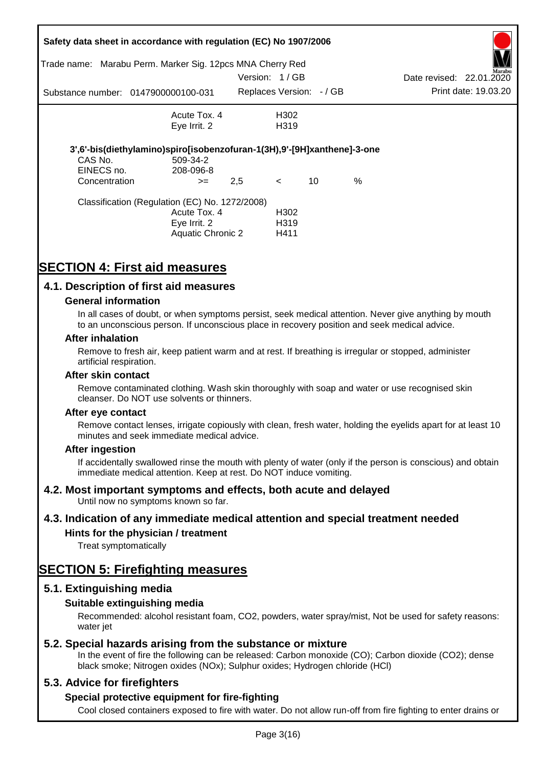| | | |
|---|---|---|
| | Acute Tox. 4 | H302 |
| | Eye Irrit. 2 | H319 |

**3',6'-bis(diethylamino)spiro[isobenzofuran-1(3H),9'-[9H]xanthene]-3-one**

| | | | | | |
|---|---|---|---|---|---|
| CAS No. | 509-34-2 | | | | |
| EINECS no. | 208-096-8 | | | | |
| Concentration | >= | 2,5 | < | 10 | % |

Classification (Regulation (EC) No. 1272/2008)

| | |
|---|---|
| Acute Tox. 4 | H302 |
| Eye Irrit. 2 | H319 |
| Aquatic Chronic 2 | H411 |

# SECTION 4: First aid measures

## 4.1. Description of first aid measures

### General information

In all cases of doubt, or when symptoms persist, seek medical attention. Never give anything by mouth to an unconscious person. If unconscious place in recovery position and seek medical advice.

### After inhalation

Remove to fresh air, keep patient warm and at rest. If breathing is irregular or stopped, administer artificial respiration.

### After skin contact

Remove contaminated clothing. Wash skin thoroughly with soap and water or use recognised skin cleanser. Do NOT use solvents or thinners.

### After eye contact

Remove contact lenses, irrigate copiously with clean, fresh water, holding the eyelids apart for at least 10 minutes and seek immediate medical advice.

### After ingestion

If accidentally swallowed rinse the mouth with plenty of water (only if the person is conscious) and obtain immediate medical attention. Keep at rest. Do NOT induce vomiting.

## 4.2. Most important symptoms and effects, both acute and delayed

Until now no symptoms known so far.

## 4.3. Indication of any immediate medical attention and special treatment needed

### Hints for the physician / treatment

Treat symptomatically

# SECTION 5: Firefighting measures

## 5.1. Extinguishing media

### Suitable extinguishing media

Recommended: alcohol resistant foam, $CO_2$, powders, water spray/mist, Not be used for safety reasons: water jet

## 5.2. Special hazards arising from the substance or mixture

In the event of fire the following can be released: Carbon monoxide (CO); Carbon dioxide ($CO_2$); dense black smoke; Nitrogen oxides ($NO_x$); Sulphur oxides; Hydrogen chloride (HCl)

## 5.3. Advice for firefighters

### Special protective equipment for fire-fighting

Cool closed containers exposed to fire with water. Do not allow run-off from fire fighting to enter drains or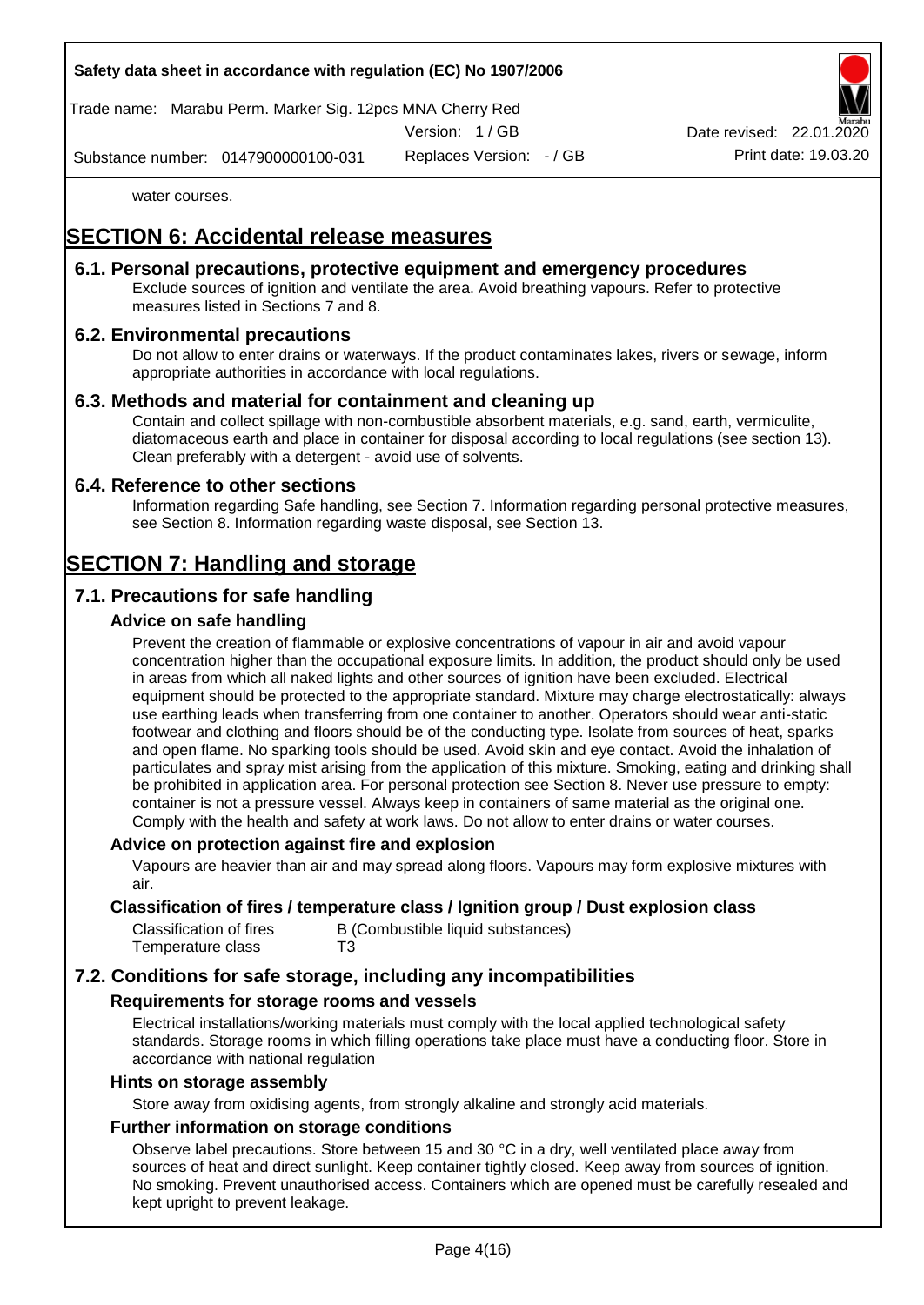water courses.

# SECTION 6: Accidental release measures

## 6.1. Personal precautions, protective equipment and emergency procedures

Exclude sources of ignition and ventilate the area. Avoid breathing vapours. Refer to protective measures listed in Sections 7 and 8.

## 6.2. Environmental precautions

Do not allow to enter drains or waterways. If the product contaminates lakes, rivers or sewage, inform appropriate authorities in accordance with local regulations.

## 6.3. Methods and material for containment and cleaning up

Contain and collect spillage with non-combustible absorbent materials, e.g. sand, earth, vermiculite, diatomaceous earth and place in container for disposal according to local regulations (see section 13). Clean preferably with a detergent - avoid use of solvents.

## 6.4. Reference to other sections

Information regarding Safe handling, see Section 7. Information regarding personal protective measures, see Section 8. Information regarding waste disposal, see Section 13.

# SECTION 7: Handling and storage

## 7.1. Precautions for safe handling

### Advice on safe handling

Prevent the creation of flammable or explosive concentrations of vapour in air and avoid vapour concentration higher than the occupational exposure limits. In addition, the product should only be used in areas from which all naked lights and other sources of ignition have been excluded. Electrical equipment should be protected to the appropriate standard. Mixture may charge electrostatically: always use earthing leads when transferring from one container to another. Operators should wear anti-static footwear and clothing and floors should be of the conducting type. Isolate from sources of heat, sparks and open flame. No sparking tools should be used. Avoid skin and eye contact. Avoid the inhalation of particulates and spray mist arising from the application of this mixture. Smoking, eating and drinking shall be prohibited in application area. For personal protection see Section 8. Never use pressure to empty: container is not a pressure vessel. Always keep in containers of same material as the original one. Comply with the health and safety at work laws. Do not allow to enter drains or water courses.

### Advice on protection against fire and explosion

Vapours are heavier than air and may spread along floors. Vapours may form explosive mixtures with air.

### Classification of fires / temperature class / Ignition group / Dust explosion class

| | |
|---|---|
| Classification of fires | B (Combustible liquid substances) |
| Temperature class | T3 |

## 7.2. Conditions for safe storage, including any incompatibilities

### Requirements for storage rooms and vessels

Electrical installations/working materials must comply with the local applied technological safety standards. Storage rooms in which filling operations take place must have a conducting floor. Store in accordance with national regulation

### Hints on storage assembly

Store away from oxidising agents, from strongly alkaline and strongly acid materials.

### Further information on storage conditions

Observe label precautions. Store between 15 and 30 °C in a dry, well ventilated place away from sources of heat and direct sunlight. Keep container tightly closed. Keep away from sources of ignition. No smoking. Prevent unauthorised access. Containers which are opened must be carefully resealed and kept upright to prevent leakage.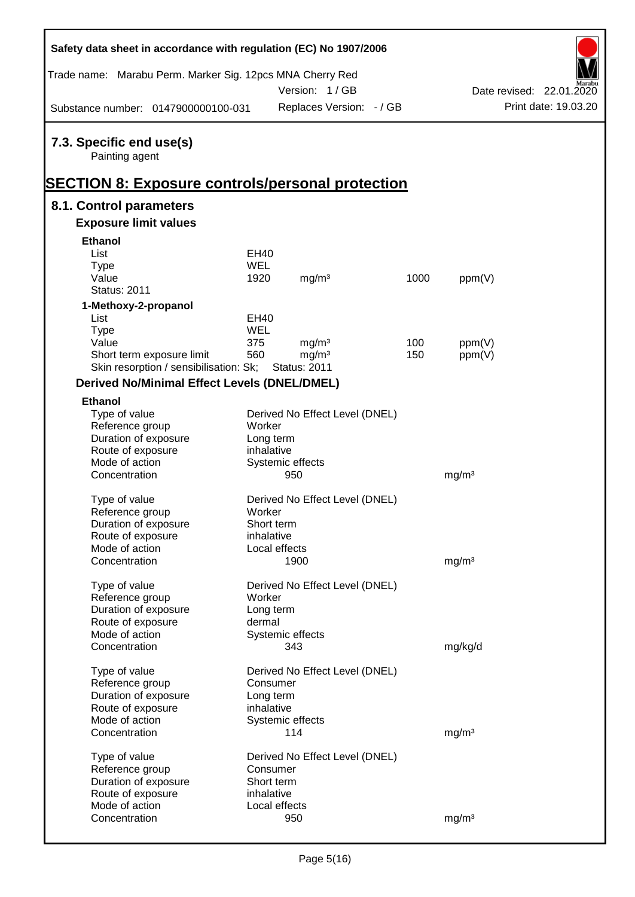## 7.3. Specific end use(s)

Painting agent

# SECTION 8: Exposure controls/personal protection

## 8.1. Control parameters

### Exposure limit values

**Ethanol**

| | | | | |
|---|---|---|---|---|
| List | EH40 | | | |
| Type | WEL | | | |
| Value | 1920 | mg/m³ | 1000 | ppm(V) |
| Status: 2011 | | | | |

**1-Methoxy-2-propanol**

| | | | | |
|---|---|---|---|---|
| List | EH40 | | | |
| Type | WEL | | | |
| Value | 375 | mg/m³ | 100 | ppm(V) |
| Short term exposure limit | 560 | mg/m³ | 150 | ppm(V) |
| Skin resorption / sensibilisation: Sk; | Status: 2011 | | | |

### Derived No/Minimal Effect Levels (DNEL/DMEL)

**Ethanol**

| | | |
|---|---|---|
| Type of value | Derived No Effect Level (DNEL) | |
| Reference group | Worker | |
| Duration of exposure | Long term | |
| Route of exposure | inhalative | |
| Mode of action | Systemic effects | |
| Concentration | 950 | mg/m³ |

| | | |
|---|---|---|
| Type of value | Derived No Effect Level (DNEL) | |
| Reference group | Worker | |
| Duration of exposure | Short term | |
| Route of exposure | inhalative | |
| Mode of action | Local effects | |
| Concentration | 1900 | mg/m³ |

| | | |
|---|---|---|
| Type of value | Derived No Effect Level (DNEL) | |
| Reference group | Worker | |
| Duration of exposure | Long term | |
| Route of exposure | dermal | |
| Mode of action | Systemic effects | |
| Concentration | 343 | mg/kg/d |

| | | |
|---|---|---|
| Type of value | Derived No Effect Level (DNEL) | |
| Reference group | Consumer | |
| Duration of exposure | Long term | |
| Route of exposure | inhalative | |
| Mode of action | Systemic effects | |
| Concentration | 114 | mg/m³ |

| | | |
|---|---|---|
| Type of value | Derived No Effect Level (DNEL) | |
| Reference group | Consumer | |
| Duration of exposure | Short term | |
| Route of exposure | inhalative | |
| Mode of action | Local effects | |
| Concentration | 950 | mg/m³ |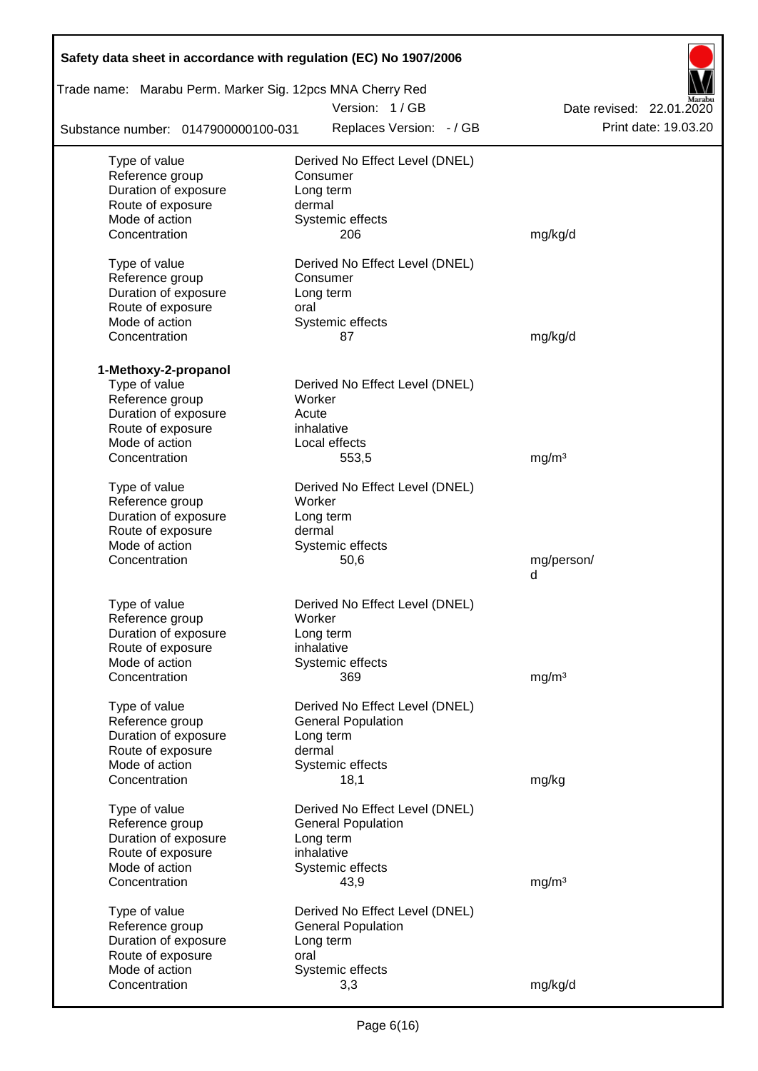| | | |
|---|---|---|
| Type of value | Derived No Effect Level (DNEL) | |
| Reference group | Consumer | |
| Duration of exposure | Long term | |
| Route of exposure | dermal | |
| Mode of action | Systemic effects | |
| Concentration | 206 | mg/kg/d |
| | | |
| Type of value | Derived No Effect Level (DNEL) | |
| Reference group | Consumer | |
| Duration of exposure | Long term | |
| Route of exposure | oral | |
| Mode of action | Systemic effects | |
| Concentration | 87 | mg/kg/d |

**1-Methoxy-2-propanol**

| | | |
|---|---|---|
| Type of value | Derived No Effect Level (DNEL) | |
| Reference group | Worker | |
| Duration of exposure | Acute | |
| Route of exposure | inhalative | |
| Mode of action | Local effects | |
| Concentration | 553,5 | mg/m³ |
| | | |
| Type of value | Derived No Effect Level (DNEL) | |
| Reference group | Worker | |
| Duration of exposure | Long term | |
| Route of exposure | dermal | |
| Mode of action | Systemic effects | |
| Concentration | 50,6 | mg/person/d |
| | | |
| Type of value | Derived No Effect Level (DNEL) | |
| Reference group | Worker | |
| Duration of exposure | Long term | |
| Route of exposure | inhalative | |
| Mode of action | Systemic effects | |
| Concentration | 369 | mg/m³ |
| | | |
| Type of value | Derived No Effect Level (DNEL) | |
| Reference group | General Population | |
| Duration of exposure | Long term | |
| Route of exposure | dermal | |
| Mode of action | Systemic effects | |
| Concentration | 18,1 | mg/kg |
| | | |
| Type of value | Derived No Effect Level (DNEL) | |
| Reference group | General Population | |
| Duration of exposure | Long term | |
| Route of exposure | inhalative | |
| Mode of action | Systemic effects | |
| Concentration | 43,9 | mg/m³ |
| | | |
| Type of value | Derived No Effect Level (DNEL) | |
| Reference group | General Population | |
| Duration of exposure | Long term | |
| Route of exposure | oral | |
| Mode of action | Systemic effects | |
| Concentration | 3,3 | mg/kg/d |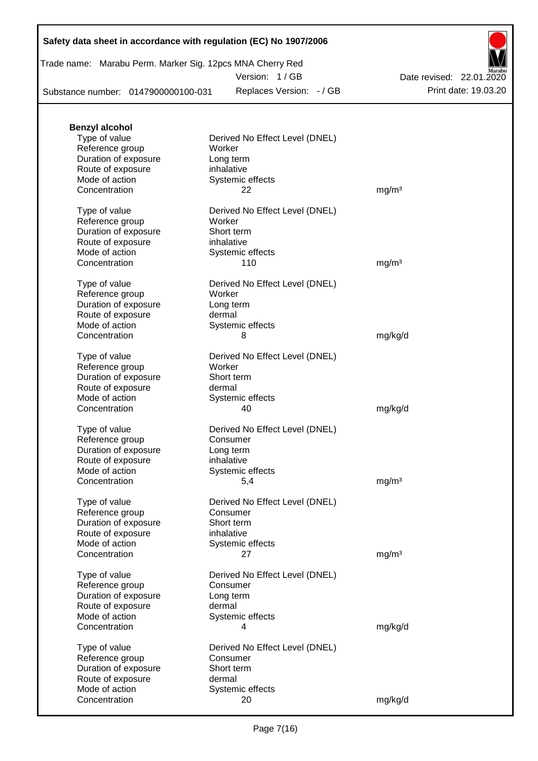**Benzyl alcohol**

| | | |
|---|---|---|
| Type of value | Derived No Effect Level (DNEL) | |
| Reference group | Worker | |
| Duration of exposure | Long term | |
| Route of exposure | inhalative | |
| Mode of action | Systemic effects | |
| Concentration | 22 | mg/m³ |

| | | |
|---|---|---|
| Type of value | Derived No Effect Level (DNEL) | |
| Reference group | Worker | |
| Duration of exposure | Short term | |
| Route of exposure | inhalative | |
| Mode of action | Systemic effects | |
| Concentration | 110 | mg/m³ |

| | | |
|---|---|---|
| Type of value | Derived No Effect Level (DNEL) | |
| Reference group | Worker | |
| Duration of exposure | Long term | |
| Route of exposure | dermal | |
| Mode of action | Systemic effects | |
| Concentration | 8 | mg/kg/d |

| | | |
|---|---|---|
| Type of value | Derived No Effect Level (DNEL) | |
| Reference group | Worker | |
| Duration of exposure | Short term | |
| Route of exposure | dermal | |
| Mode of action | Systemic effects | |
| Concentration | 40 | mg/kg/d |

| | | |
|---|---|---|
| Type of value | Derived No Effect Level (DNEL) | |
| Reference group | Consumer | |
| Duration of exposure | Long term | |
| Route of exposure | inhalative | |
| Mode of action | Systemic effects | |
| Concentration | 5,4 | mg/m³ |

| | | |
|---|---|---|
| Type of value | Derived No Effect Level (DNEL) | |
| Reference group | Consumer | |
| Duration of exposure | Short term | |
| Route of exposure | inhalative | |
| Mode of action | Systemic effects | |
| Concentration | 27 | mg/m³ |

| | | |
|---|---|---|
| Type of value | Derived No Effect Level (DNEL) | |
| Reference group | Consumer | |
| Duration of exposure | Long term | |
| Route of exposure | dermal | |
| Mode of action | Systemic effects | |
| Concentration | 4 | mg/kg/d |

| | | |
|---|---|---|
| Type of value | Derived No Effect Level (DNEL) | |
| Reference group | Consumer | |
| Duration of exposure | Short term | |
| Route of exposure | dermal | |
| Mode of action | Systemic effects | |
| Concentration | 20 | mg/kg/d |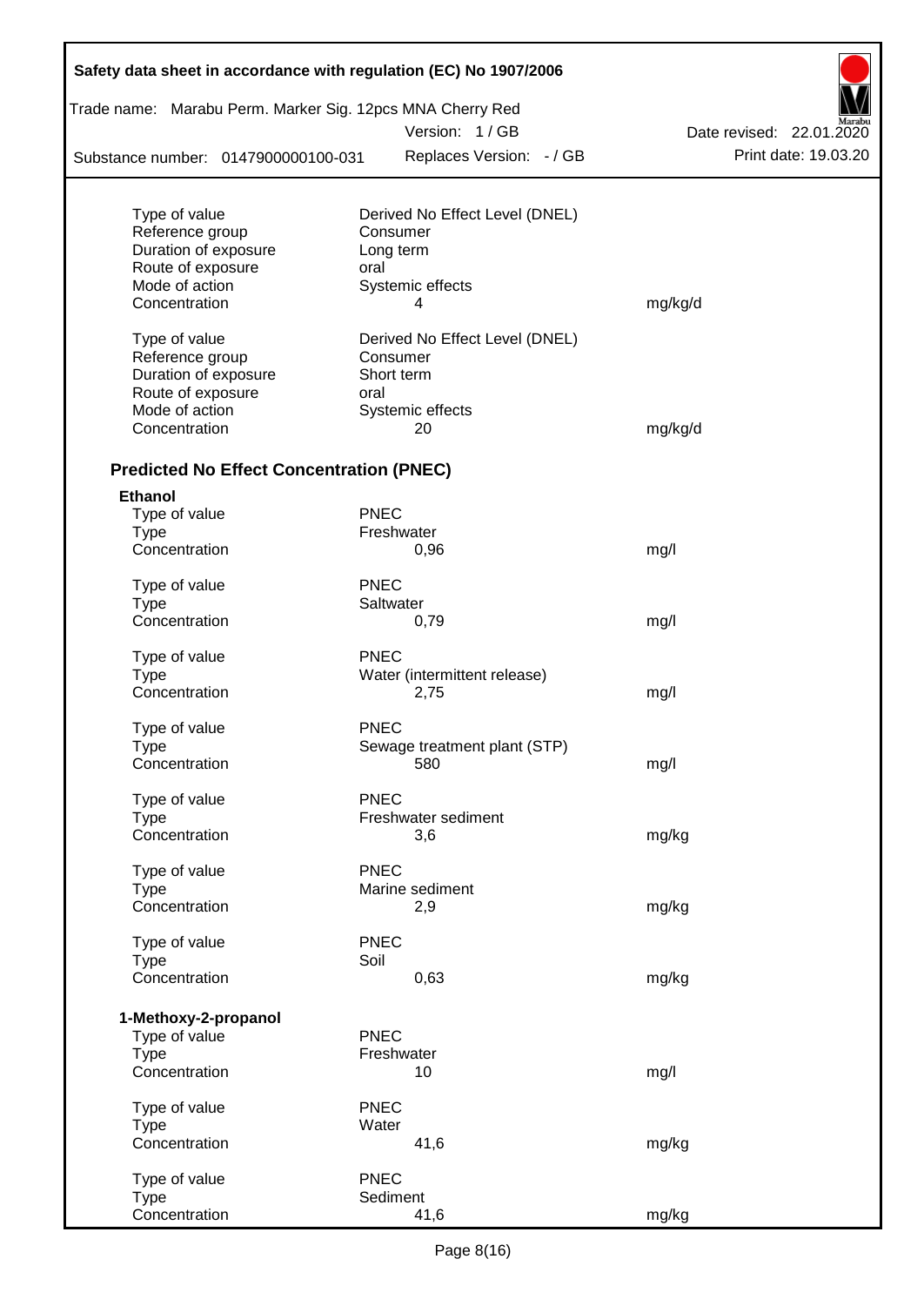| | | |
|---|---|---|
| Type of value | Derived No Effect Level (DNEL) | |
| Reference group | Consumer | |
| Duration of exposure | Long term | |
| Route of exposure | oral | |
| Mode of action | Systemic effects | |
| Concentration | 4 | mg/kg/d |

| | | |
|---|---|---|
| Type of value | Derived No Effect Level (DNEL) | |
| Reference group | Consumer | |
| Duration of exposure | Short term | |
| Route of exposure | oral | |
| Mode of action | Systemic effects | |
| Concentration | 20 | mg/kg/d |

## Predicted No Effect Concentration (PNEC)

**Ethanol**

| | | |
|---|---|---|
| Type of value | PNEC | |
| Type | Freshwater | |
| Concentration | 0,96 | mg/l |

| | | |
|---|---|---|
| Type of value | PNEC | |
| Type | Saltwater | |
| Concentration | 0,79 | mg/l |

| | | |
|---|---|---|
| Type of value | PNEC | |
| Type | Water (intermittent release) | |
| Concentration | 2,75 | mg/l |

| | | |
|---|---|---|
| Type of value | PNEC | |
| Type | Sewage treatment plant (STP) | |
| Concentration | 580 | mg/l |

| | | |
|---|---|---|
| Type of value | PNEC | |
| Type | Freshwater sediment | |
| Concentration | 3,6 | mg/kg |

| | | |
|---|---|---|
| Type of value | PNEC | |
| Type | Marine sediment | |
| Concentration | 2,9 | mg/kg |

| | | |
|---|---|---|
| Type of value | PNEC | |
| Type | Soil | |
| Concentration | 0,63 | mg/kg |

**1-Methoxy-2-propanol**

| | | |
|---|---|---|
| Type of value | PNEC | |
| Type | Freshwater | |
| Concentration | 10 | mg/l |

| | | |
|---|---|---|
| Type of value | PNEC | |
| Type | Water | |
| Concentration | 41,6 | mg/kg |

| | | |
|---|---|---|
| Type of value | PNEC | |
| Type | Sediment | |
| Concentration | 41,6 | mg/kg |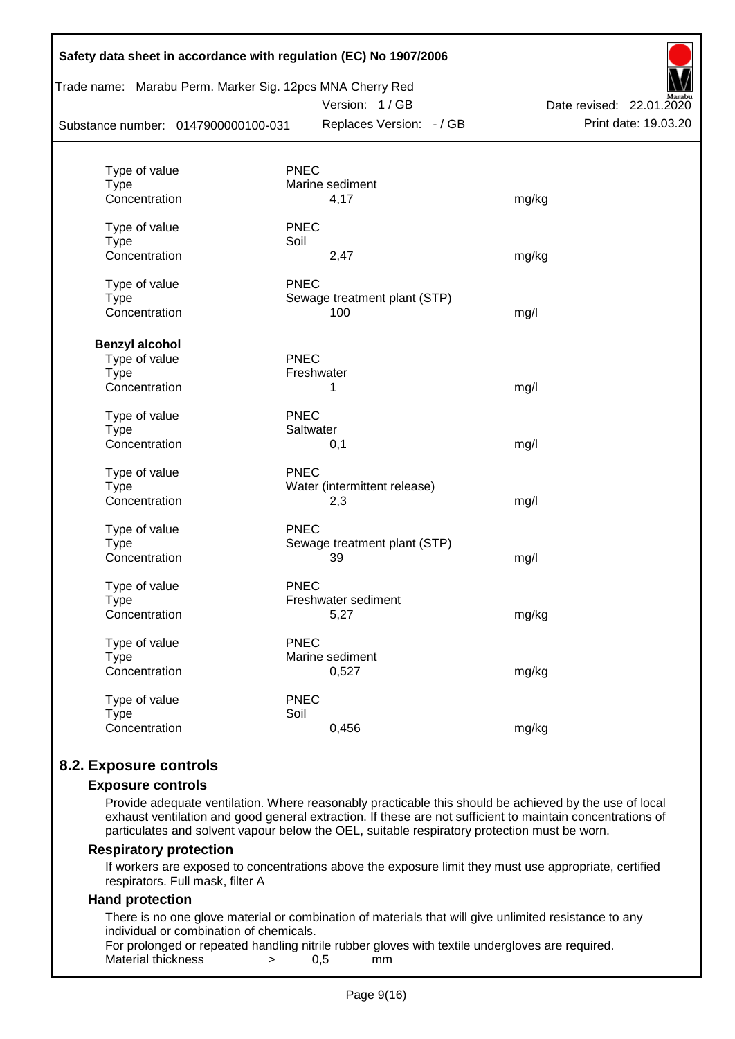| | | | |
|---|---|---|---|
| Type of value | PNEC | | |
| Type | Marine sediment | | |
| Concentration | | 4,17 | mg/kg |
| Type of value | PNEC | | |
| Type | Soil | | |
| Concentration | | 2,47 | mg/kg |
| Type of value | PNEC | | |
| Type | Sewage treatment plant (STP) | | |
| Concentration | | 100 | mg/l |

**Benzyl alcohol**

| | | | |
|---|---|---|---|
| Type of value | PNEC | | |
| Type | Freshwater | | |
| Concentration | | 1 | mg/l |
| Type of value | PNEC | | |
| Type | Saltwater | | |
| Concentration | | 0,1 | mg/l |
| Type of value | PNEC | | |
| Type | Water (intermittent release) | | |
| Concentration | | 2,3 | mg/l |
| Type of value | PNEC | | |
| Type | Sewage treatment plant (STP) | | |
| Concentration | | 39 | mg/l |
| Type of value | PNEC | | |
| Type | Freshwater sediment | | |
| Concentration | | 5,27 | mg/kg |
| Type of value | PNEC | | |
| Type | Marine sediment | | |
| Concentration | | 0,527 | mg/kg |
| Type of value | PNEC | | |
| Type | Soil | | |
| Concentration | | 0,456 | mg/kg |

## 8.2. Exposure controls

### Exposure controls

Provide adequate ventilation. Where reasonably practicable this should be achieved by the use of local exhaust ventilation and good general extraction. If these are not sufficient to maintain concentrations of particulates and solvent vapour below the OEL, suitable respiratory protection must be worn.

### Respiratory protection

If workers are exposed to concentrations above the exposure limit they must use appropriate, certified respirators. Full mask, filter A

### Hand protection

There is no one glove material or combination of materials that will give unlimited resistance to any individual or combination of chemicals.

For prolonged or repeated handling nitrile rubber gloves with textile undergloves are required.

Material thickness > 0,5 mm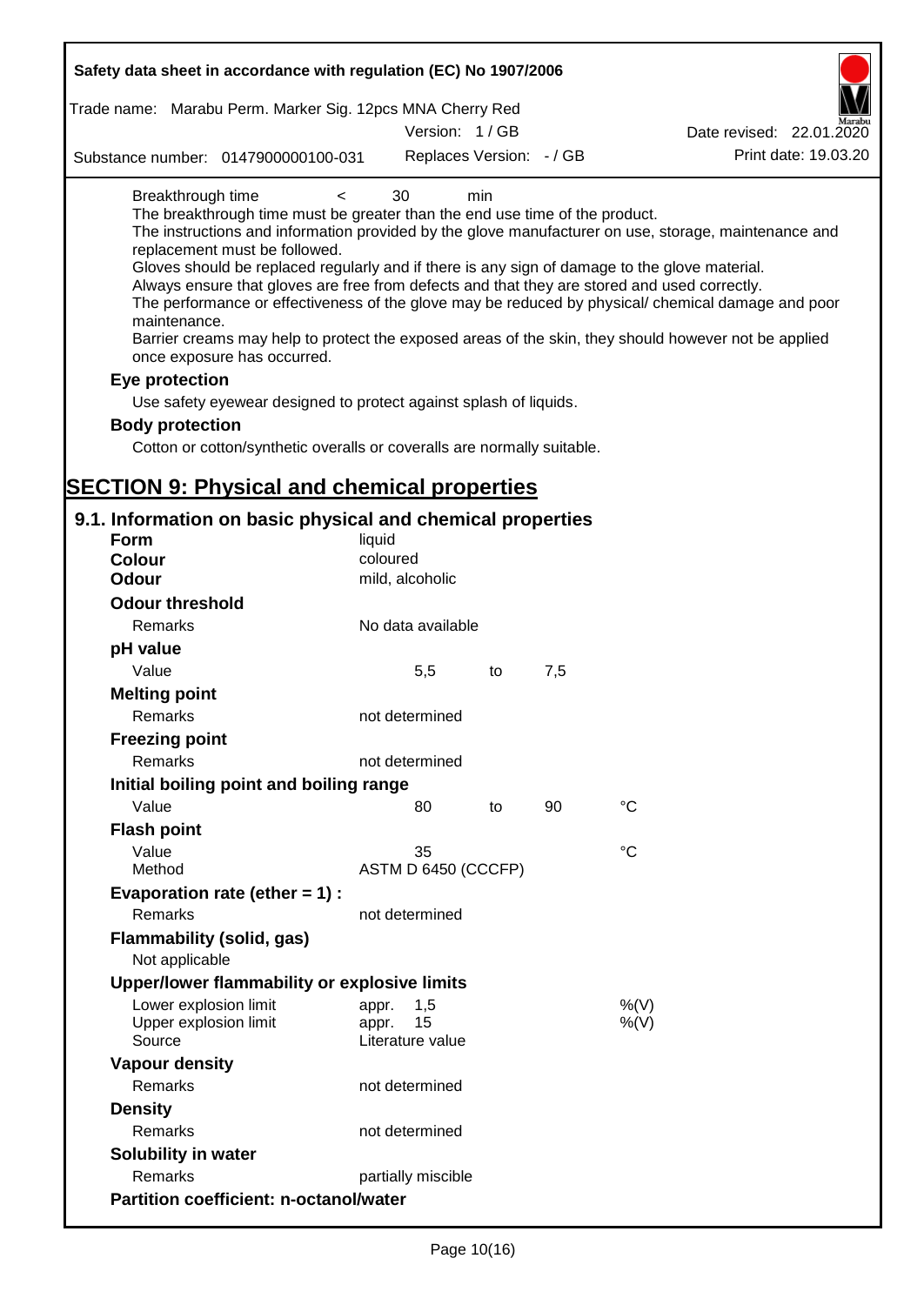Breakthrough time < 30 min

The breakthrough time must be greater than the end use time of the product.
The instructions and information provided by the glove manufacturer on use, storage, maintenance and replacement must be followed.
Gloves should be replaced regularly and if there is any sign of damage to the glove material.
Always ensure that gloves are free from defects and that they are stored and used correctly.
The performance or effectiveness of the glove may be reduced by physical/ chemical damage and poor maintenance.
Barrier creams may help to protect the exposed areas of the skin, they should however not be applied once exposure has occurred.

**Eye protection**

Use safety eyewear designed to protect against splash of liquids.

**Body protection**

Cotton or cotton/synthetic overalls or coveralls are normally suitable.

# SECTION 9: Physical and chemical properties

## 9.1. Information on basic physical and chemical properties

| | | | | |
|---|---|---|---|---|
| **Form** | liquid | | | |
| **Colour** | coloured | | | |
| **Odour** | mild, alcoholic | | | |
| **Odour threshold** | | | | |
| Remarks | No data available | | | |
| **pH value** | | | | |
| Value | 5,5 | to | 7,5 | |
| **Melting point** | | | | |
| Remarks | not determined | | | |
| **Freezing point** | | | | |
| Remarks | not determined | | | |
| **Initial boiling point and boiling range** | | | | |
| Value | 80 | to | 90 | °C |
| **Flash point** | | | | |
| Value | 35 | | | °C |
| Method | ASTM D 6450 (CCCFP) | | | |
| **Evaporation rate (ether = 1) :** | | | | |
| Remarks | not determined | | | |
| **Flammability (solid, gas)** | | | | |
| Not applicable | | | | |
| **Upper/lower flammability or explosive limits** | | | | |
| Lower explosion limit | appr. 1,5 | | | %(V) |
| Upper explosion limit | appr. 15 | | | %(V) |
| Source | Literature value | | | |
| **Vapour density** | | | | |
| Remarks | not determined | | | |
| **Density** | | | | |
| Remarks | not determined | | | |
| **Solubility in water** | | | | |
| Remarks | partially miscible | | | |
| **Partition coefficient: n-octanol/water** | | | | |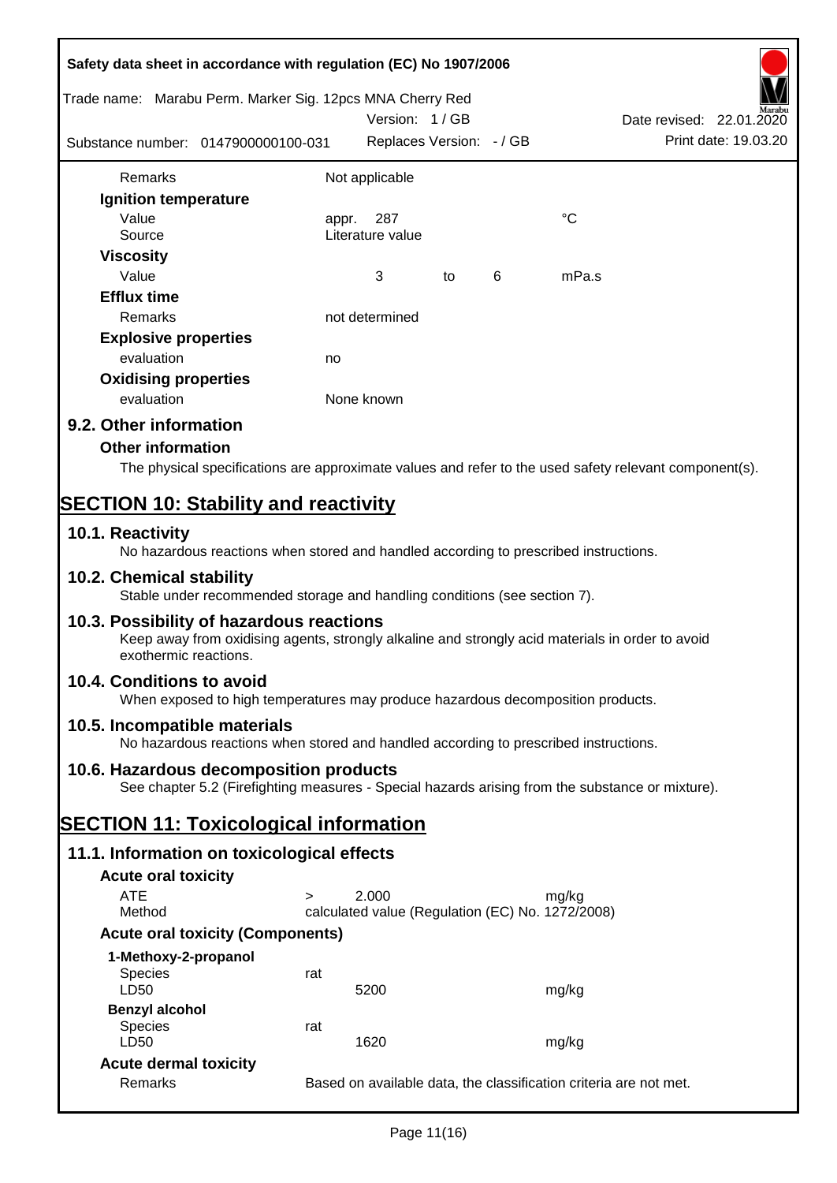| | | | | |
|---|---|---|---|---|
| Remarks | Not applicable | | | |
| **Ignition temperature** | | | | |
| Value | appr. 287 | | | °C |
| Source | Literature value | | | |
| **Viscosity** | | | | |
| Value | 3 | to | 6 | mPa.s |
| **Efflux time** | | | | |
| Remarks | not determined | | | |
| **Explosive properties** | | | | |
| evaluation | no | | | |
| **Oxidising properties** | | | | |
| evaluation | None known | | | |

## 9.2. Other information

### Other information

The physical specifications are approximate values and refer to the used safety relevant component(s).

# SECTION 10: Stability and reactivity

## 10.1. Reactivity

No hazardous reactions when stored and handled according to prescribed instructions.

## 10.2. Chemical stability

Stable under recommended storage and handling conditions (see section 7).

## 10.3. Possibility of hazardous reactions

Keep away from oxidising agents, strongly alkaline and strongly acid materials in order to avoid exothermic reactions.

## 10.4. Conditions to avoid

When exposed to high temperatures may produce hazardous decomposition products.

## 10.5. Incompatible materials

No hazardous reactions when stored and handled according to prescribed instructions.

## 10.6. Hazardous decomposition products

See chapter 5.2 (Firefighting measures - Special hazards arising from the substance or mixture).

# SECTION 11: Toxicological information

## 11.1. Information on toxicological effects

### Acute oral toxicity

| | | | |
|---|---|---|---|
| ATE | > | 2.000 | mg/kg |
| Method | calculated value (Regulation (EC) No. 1272/2008) | | |

### Acute oral toxicity (Components)

**1-Methoxy-2-propanol**

| | | | |
|---|---|---|---|
| Species | rat | | |
| LD50 | | 5200 | mg/kg |

**Benzyl alcohol**

| | | | |
|---|---|---|---|
| Species | rat | | |
| LD50 | | 1620 | mg/kg |

### Acute dermal toxicity

| | |
|---|---|
| Remarks | Based on available data, the classification criteria are not met. |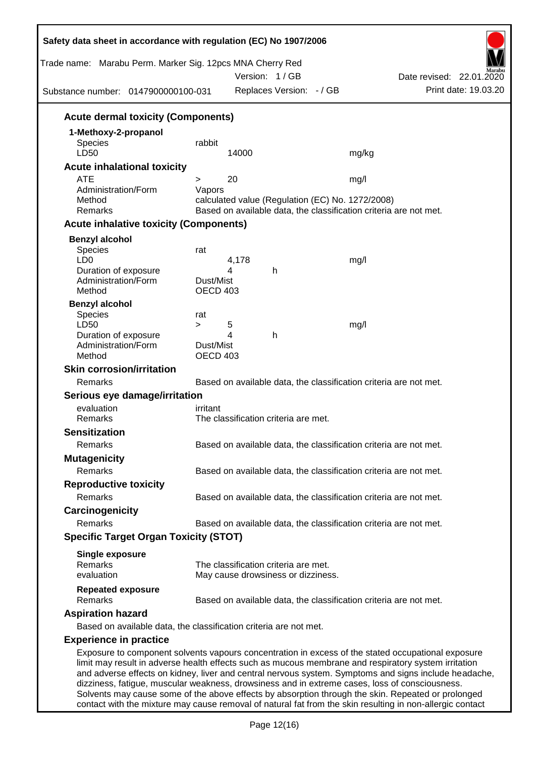### Acute dermal toxicity (Components)

**1-Methoxy-2-propanol**

| | | |
|---|---|---|
| Species | rabbit | |
| LD50 | 14000 | mg/kg |

### Acute inhalational toxicity

| | | |
|---|---|---|
| ATE | > 20 | mg/l |
| Administration/Form | Vapors | |
| Method | calculated value (Regulation (EC) No. 1272/2008) | |
| Remarks | Based on available data, the classification criteria are not met. | |

### Acute inhalative toxicity (Components)

**Benzyl alcohol**

| | | | |
|---|---|---|---|
| Species | rat | | |
| LD0 | 4,178 | | mg/l |
| Duration of exposure | 4 | h | |
| Administration/Form | Dust/Mist | | |
| Method | OECD 403 | | |

**Benzyl alcohol**

| | | | |
|---|---|---|---|
| Species | rat | | |
| LD50 | > 5 | | mg/l |
| Duration of exposure | 4 | h | |
| Administration/Form | Dust/Mist | | |
| Method | OECD 403 | | |

### Skin corrosion/irritation

Remarks: Based on available data, the classification criteria are not met.

### Serious eye damage/irritation

evaluation: irritant
Remarks: The classification criteria are met.

### Sensitization

Remarks: Based on available data, the classification criteria are not met.

### Mutagenicity

Remarks: Based on available data, the classification criteria are not met.

### Reproductive toxicity

Remarks: Based on available data, the classification criteria are not met.

### Carcinogenicity

Remarks: Based on available data, the classification criteria are not met.

### Specific Target Organ Toxicity (STOT)

**Single exposure**

Remarks: The classification criteria are met.
evaluation: May cause drowsiness or dizziness.

**Repeated exposure**

Remarks: Based on available data, the classification criteria are not met.

### Aspiration hazard

Based on available data, the classification criteria are not met.

### Experience in practice

Exposure to component solvents vapours concentration in excess of the stated occupational exposure limit may result in adverse health effects such as mucous membrane and respiratory system irritation and adverse effects on kidney, liver and central nervous system. Symptoms and signs include headache, dizziness, fatigue, muscular weakness, drowsiness and in extreme cases, loss of consciousness. Solvents may cause some of the above effects by absorption through the skin. Repeated or prolonged contact with the mixture may cause removal of natural fat from the skin resulting in non-allergic contact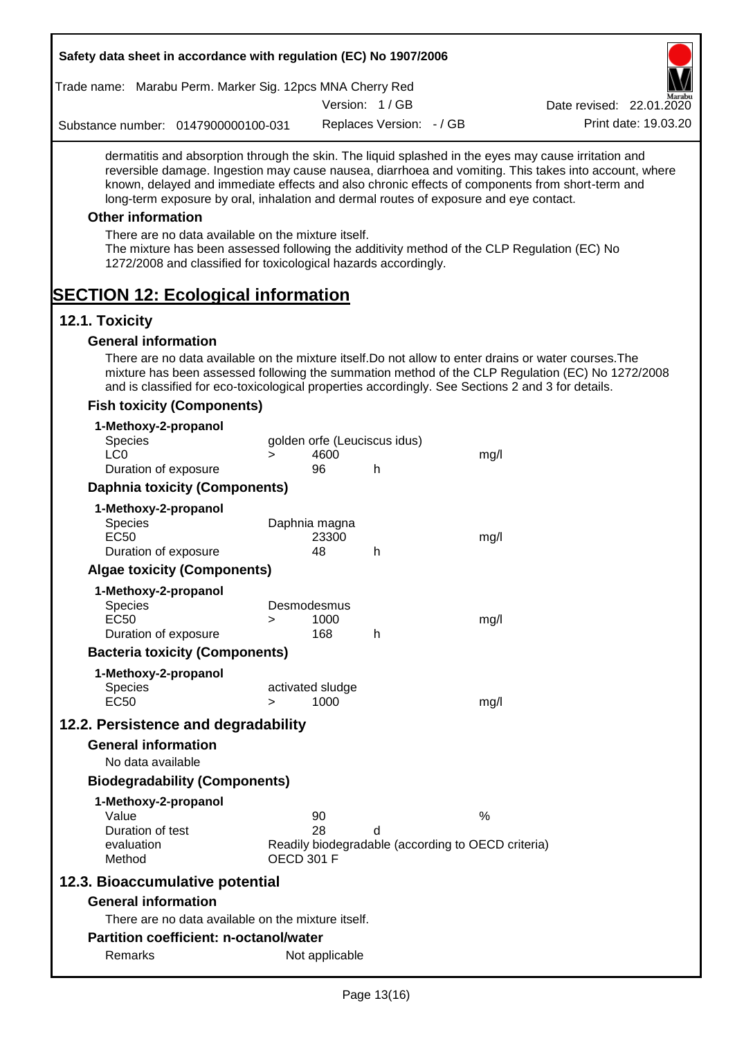dermatitis and absorption through the skin. The liquid splashed in the eyes may cause irritation and reversible damage. Ingestion may cause nausea, diarrhoea and vomiting. This takes into account, where known, delayed and immediate effects and also chronic effects of components from short-term and long-term exposure by oral, inhalation and dermal routes of exposure and eye contact.

### Other information

There are no data available on the mixture itself.
The mixture has been assessed following the additivity method of the CLP Regulation (EC) No 1272/2008 and classified for toxicological hazards accordingly.

# SECTION 12: Ecological information

## 12.1. Toxicity

### General information

There are no data available on the mixture itself.Do not allow to enter drains or water courses.The mixture has been assessed following the summation method of the CLP Regulation (EC) No 1272/2008 and is classified for eco-toxicological properties accordingly. See Sections 2 and 3 for details.

### Fish toxicity (Components)

**1-Methoxy-2-propanol**

| | | | | |
|---|---|---|---|---|
| Species | golden orfe (Leuciscus idus) | | | |
| LC0 | > | 4600 | | mg/l |
| Duration of exposure | | 96 | h | |

### Daphnia toxicity (Components)

**1-Methoxy-2-propanol**

| | | | | |
|---|---|---|---|---|
| Species | Daphnia magna | | | |
| EC50 | | 23300 | | mg/l |
| Duration of exposure | | 48 | h | |

### Algae toxicity (Components)

**1-Methoxy-2-propanol**

| | | | | |
|---|---|---|---|---|
| Species | Desmodesmus | | | |
| EC50 | > | 1000 | | mg/l |
| Duration of exposure | | 168 | h | |

### Bacteria toxicity (Components)

**1-Methoxy-2-propanol**

| | | | | |
|---|---|---|---|---|
| Species | activated sludge | | | |
| EC50 | > | 1000 | | mg/l |

## 12.2. Persistence and degradability

### General information

No data available

### Biodegradability (Components)

**1-Methoxy-2-propanol**

| | | | |
|---|---|---|---|
| Value | 90 | | % |
| Duration of test | 28 | d | |
| evaluation | Readily biodegradable (according to OECD criteria) | | |
| Method | OECD 301 F | | |

## 12.3. Bioaccumulative potential

### General information

There are no data available on the mixture itself.

### Partition coefficient: n-octanol/water

| | |
|---|---|
| Remarks | Not applicable |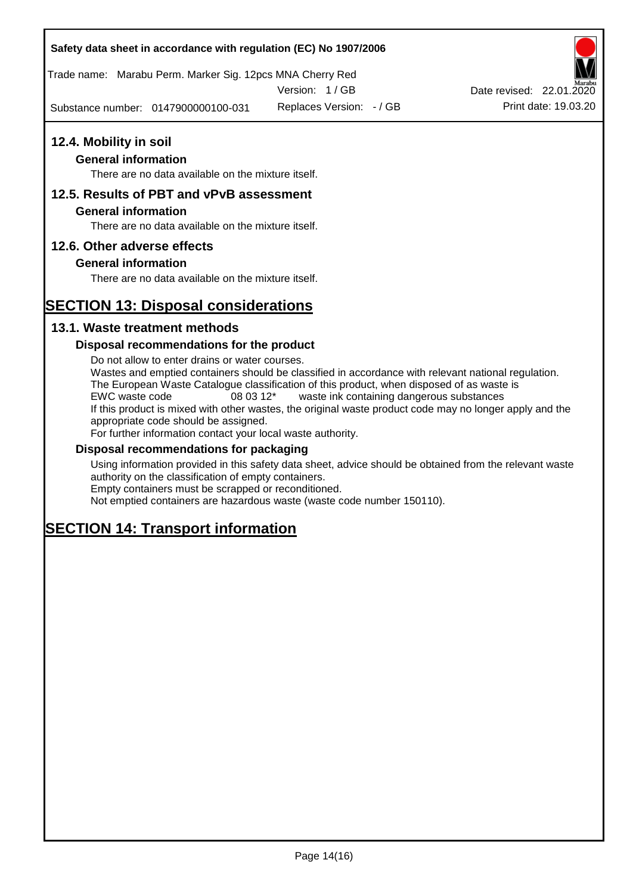## 12.4. Mobility in soil

### General information

There are no data available on the mixture itself.

## 12.5. Results of PBT and vPvB assessment

### General information

There are no data available on the mixture itself.

## 12.6. Other adverse effects

### General information

There are no data available on the mixture itself.

# SECTION 13: Disposal considerations

## 13.1. Waste treatment methods

### Disposal recommendations for the product

Do not allow to enter drains or water courses.
Wastes and emptied containers should be classified in accordance with relevant national regulation.
The European Waste Catalogue classification of this product, when disposed of as waste is
EWC waste code 08 03 12* waste ink containing dangerous substances
If this product is mixed with other wastes, the original waste product code may no longer apply and the appropriate code should be assigned.
For further information contact your local waste authority.

### Disposal recommendations for packaging

Using information provided in this safety data sheet, advice should be obtained from the relevant waste authority on the classification of empty containers.
Empty containers must be scrapped or reconditioned.
Not emptied containers are hazardous waste (waste code number 150110).

# SECTION 14: Transport information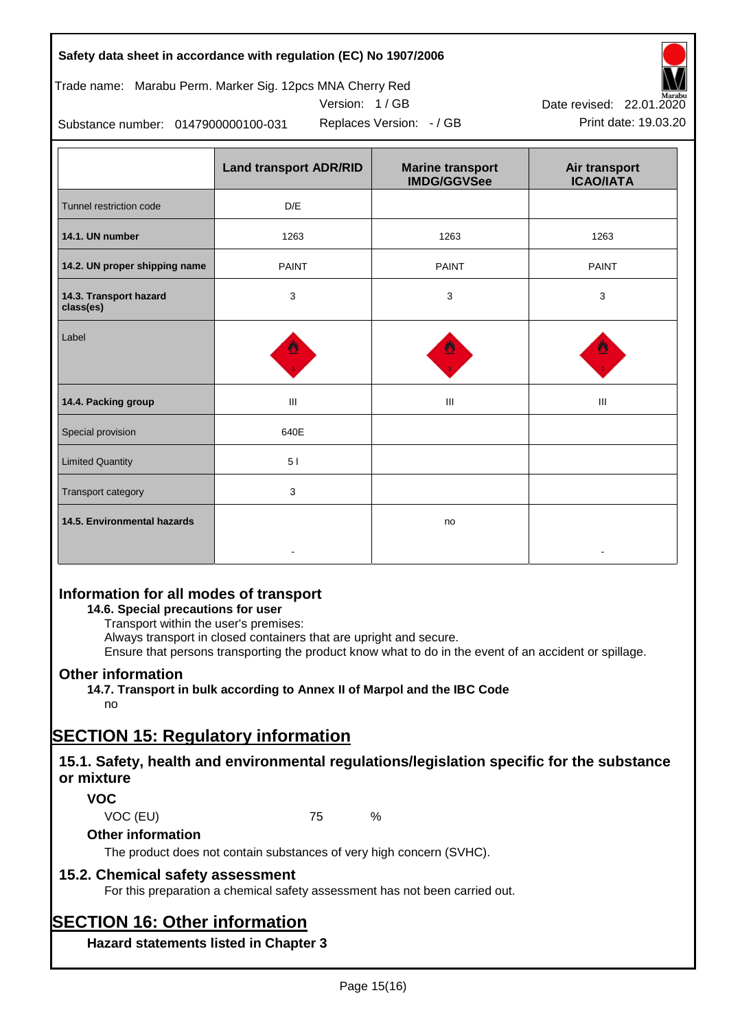**Safety data sheet in accordance with regulation (EC) No 1907/2006**

Trade name: Marabu Perm. Marker Sig. 12pcs MNA Cherry Red

Version: 1 / GB

Date revised: 22.01.2020

Substance number: 0147900000100-031

Replaces Version: - / GB

Print date: 19.03.20

| | Land transport ADR/RID | Marine transport IMDG/GGVSee | Air transport ICAO/IATA |
|---|---|---|---|
| Tunnel restriction code | D/E | | |
| **14.1. UN number** | 1263 | 1263 | 1263 |
| **14.2. UN proper shipping name** | PAINT | PAINT | PAINT |
| **14.3. Transport hazard class(es)** | 3 | 3 | 3 |
| Label | | | |
| **14.4. Packing group** | III | III | III |
| Special provision | 640E | | |
| Limited Quantity | 5 l | | |
| Transport category | 3 | | |
| **14.5. Environmental hazards** | - | no | - |

## Information for all modes of transport

### 14.6. Special precautions for user

Transport within the user's premises:
Always transport in closed containers that are upright and secure.
Ensure that persons transporting the product know what to do in the event of an accident or spillage.

## Other information

### 14.7. Transport in bulk according to Annex II of Marpol and the IBC Code

no

# SECTION 15: Regulatory information

## 15.1. Safety, health and environmental regulations/legislation specific for the substance or mixture

### VOC

VOC (EU) 75 %

### Other information

The product does not contain substances of very high concern (SVHC).

## 15.2. Chemical safety assessment

For this preparation a chemical safety assessment has not been carried out.

# SECTION 16: Other information

### Hazard statements listed in Chapter 3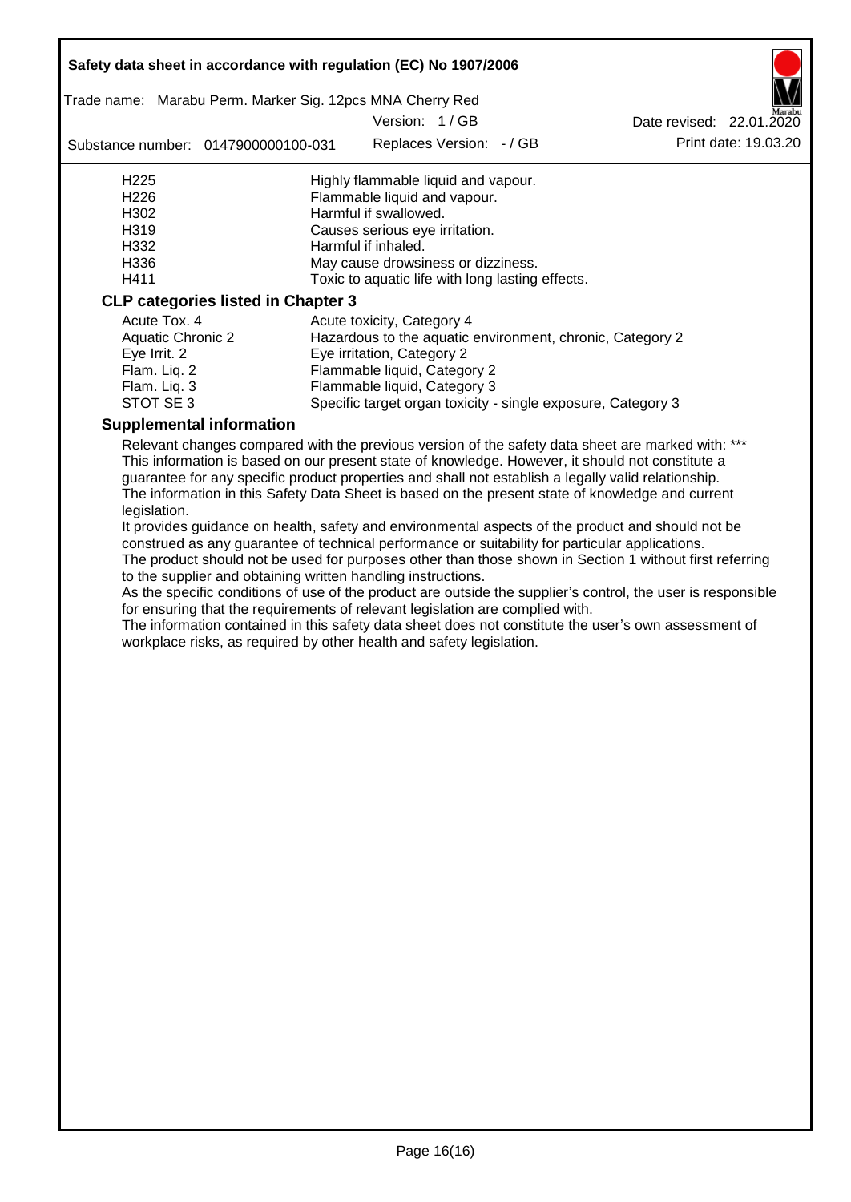| | |
|---|---|
| H225 | Highly flammable liquid and vapour. |
| H226 | Flammable liquid and vapour. |
| H302 | Harmful if swallowed. |
| H319 | Causes serious eye irritation. |
| H332 | Harmful if inhaled. |
| H336 | May cause drowsiness or dizziness. |
| H411 | Toxic to aquatic life with long lasting effects. |

## CLP categories listed in Chapter 3

| | |
|---|---|
| Acute Tox. 4 | Acute toxicity, Category 4 |
| Aquatic Chronic 2 | Hazardous to the aquatic environment, chronic, Category 2 |
| Eye Irrit. 2 | Eye irritation, Category 2 |
| Flam. Liq. 2 | Flammable liquid, Category 2 |
| Flam. Liq. 3 | Flammable liquid, Category 3 |
| STOT SE 3 | Specific target organ toxicity - single exposure, Category 3 |

## Supplemental information

Relevant changes compared with the previous version of the safety data sheet are marked with: ***
This information is based on our present state of knowledge. However, it should not constitute a guarantee for any specific product properties and shall not establish a legally valid relationship.
The information in this Safety Data Sheet is based on the present state of knowledge and current legislation.
It provides guidance on health, safety and environmental aspects of the product and should not be construed as any guarantee of technical performance or suitability for particular applications.
The product should not be used for purposes other than those shown in Section 1 without first referring to the supplier and obtaining written handling instructions.
As the specific conditions of use of the product are outside the supplier's control, the user is responsible for ensuring that the requirements of relevant legislation are complied with.
The information contained in this safety data sheet does not constitute the user's own assessment of workplace risks, as required by other health and safety legislation.